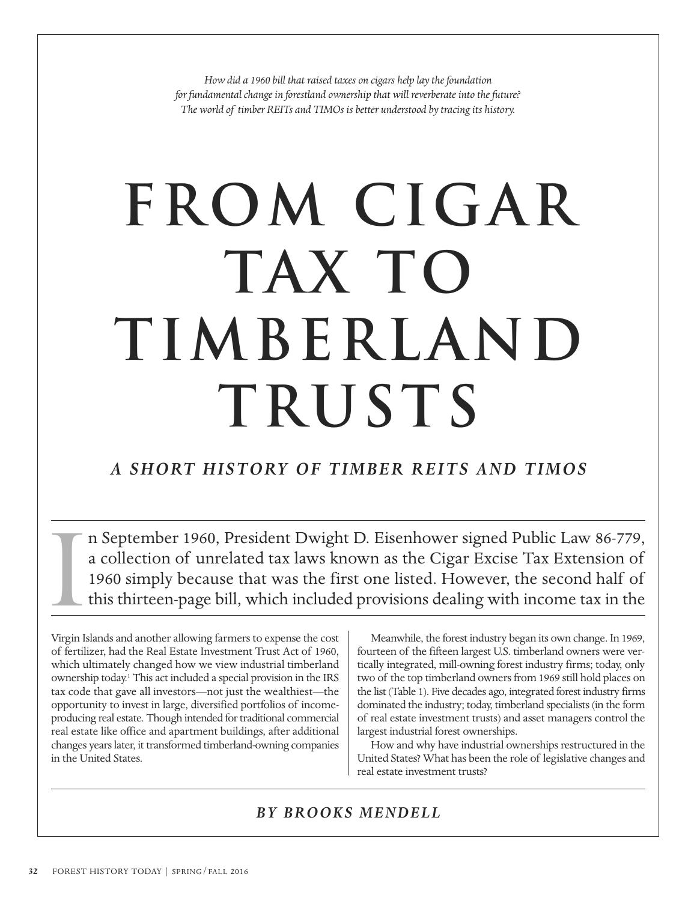*How did a 1960 bill that raised taxes on cigars help lay the foundation for fundamental change in forestland ownership that will reverberate into the future? The world of timber REITs and TIMOs is better understood by tracing its history.*

# FROM CIGAR TAX TO TIMBERLAND TRUSTS

## *A SHORT HISTORY OF TIMBER REITS AND TIMOS*

In September 1960, President Dwight D. Eisenhower signed Public Law 86-779, a collection of unrelated tax laws known as the Cigar Excise Tax Extension of 1960 simply because that was the first one listed. However, the second half of this thirteen-page bill, which included provisions dealing with income tax in the Virgin Islands and another allowing farmers to expense the cost of fertilizer, had the Real Estate Investment Trust Act of 1960, which ultimately changed how we view industrial timberland ownership today.[1] This act included a special provision in the IRS tax code that gave all investors—not just the wealthiest—the opportunity to invest in large, diversified portfolios of income-producing real estate. Though intended for traditional commercial real estate like office and apartment buildings, after additional changes years later, it transformed timberland-owning companies in the United States.

Meanwhile, the forest industry began its own change. In 1969, fourteen of the fifteen largest U.S. timberland owners were vertically integrated, mill-owning forest industry firms; today, only two of the top timberland owners from 1969 still hold places on the list (Table 1). Five decades ago, integrated forest industry firms dominated the industry; today, timberland specialists (in the form of real estate investment trusts) and asset managers control the largest industrial forest ownerships.

How and why have industrial ownerships restructured in the United States? What has been the role of legislative changes and real estate investment trusts?

*BY BROOKS MENDELL*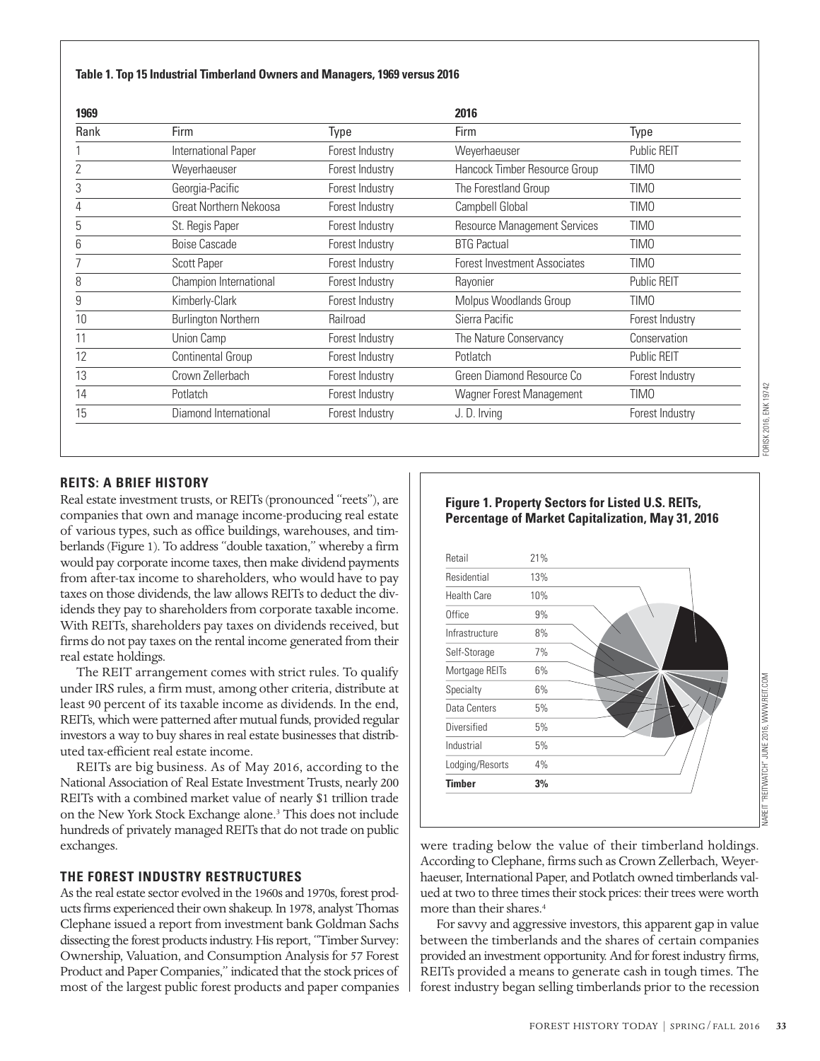**Table 1. Top 15 Industrial Timberland Owners and Managers, 1969 versus 2016**

| 1969 | | | 2016 | |
|---|---|---|---|---|
| Rank | Firm | Type | Firm | Type |
| 1 | International Paper | Forest Industry | Weyerhaeuser | Public REIT |
| 2 | Weyerhaeuser | Forest Industry | Hancock Timber Resource Group | TIMO |
| 3 | Georgia-Pacific | Forest Industry | The Forestland Group | TIMO |
| 4 | Great Northern Nekoosa | Forest Industry | Campbell Global | TIMO |
| 5 | St. Regis Paper | Forest Industry | Resource Management Services | TIMO |
| 6 | Boise Cascade | Forest Industry | BTG Pactual | TIMO |
| 7 | Scott Paper | Forest Industry | Forest Investment Associates | TIMO |
| 8 | Champion International | Forest Industry | Rayonier | Public REIT |
| 9 | Kimberly-Clark | Forest Industry | Molpus Woodlands Group | TIMO |
| 10 | Burlington Northern | Railroad | Sierra Pacific | Forest Industry |
| 11 | Union Camp | Forest Industry | The Nature Conservancy | Conservation |
| 12 | Continental Group | Forest Industry | Potlatch | Public REIT |
| 13 | Crown Zellerbach | Forest Industry | Green Diamond Resource Co | Forest Industry |
| 14 | Potlatch | Forest Industry | Wagner Forest Management | TIMO |
| 15 | Diamond International | Forest Industry | J. D. Irving | Forest Industry |

FORISK 2016, ENK 1974?

## REITS: A BRIEF HISTORY

Real estate investment trusts, or REITs (pronounced "reets"), are companies that own and manage income-producing real estate of various types, such as office buildings, warehouses, and timberlands (Figure 1). To address "double taxation," whereby a firm would pay corporate income taxes, then make dividend payments from after-tax income to shareholders, who would have to pay taxes on those dividends, the law allows REITs to deduct the dividends they pay to shareholders from corporate taxable income. With REITs, shareholders pay taxes on dividends received, but firms do not pay taxes on the rental income generated from their real estate holdings.

The REIT arrangement comes with strict rules. To qualify under IRS rules, a firm must, among other criteria, distribute at least 90 percent of its taxable income as dividends. In the end, REITs, which were patterned after mutual funds, provided regular investors a way to buy shares in real estate businesses that distributed tax-efficient real estate income.

REITs are big business. As of May 2016, according to the National Association of Real Estate Investment Trusts, nearly 200 REITs with a combined market value of nearly $1 trillion trade on the New York Stock Exchange alone.[3] This does not include hundreds of privately managed REITs that do not trade on public exchanges.

**Figure 1. Property Sectors for Listed U.S. REITs, Percentage of Market Capitalization, May 31, 2016**

| Sector | Percentage |
|---|---|
| Retail | 21% |
| Residential | 13% |
| Health Care | 10% |
| Office | 9% |
| Infrastructure | 8% |
| Self-Storage | 7% |
| Mortgage REITs | 6% |
| Specialty | 6% |
| Data Centers | 5% |
| Diversified | 5% |
| Industrial | 5% |
| Lodging/Resorts | 4% |
| **Timber** | **3%** |

NAREIT "REITWATCH" JUNE 2016, WWW.REIT.COM

## THE FOREST INDUSTRY RESTRUCTURES

As the real estate sector evolved in the 1960s and 1970s, forest products firms experienced their own shakeup. In 1978, analyst Thomas Clephane issued a report from investment bank Goldman Sachs dissecting the forest products industry. His report, "Timber Survey: Ownership, Valuation, and Consumption Analysis for 57 Forest Product and Paper Companies," indicated that the stock prices of most of the largest public forest products and paper companies were trading below the value of their timberland holdings. According to Clephane, firms such as Crown Zellerbach, Weyerhaeuser, International Paper, and Potlatch owned timberlands valued at two to three times their stock prices: their trees were worth more than their shares.[4]

For savvy and aggressive investors, this apparent gap in value between the timberlands and the shares of certain companies provided an investment opportunity. And for forest industry firms, REITs provided a means to generate cash in tough times. The forest industry began selling timberlands prior to the recession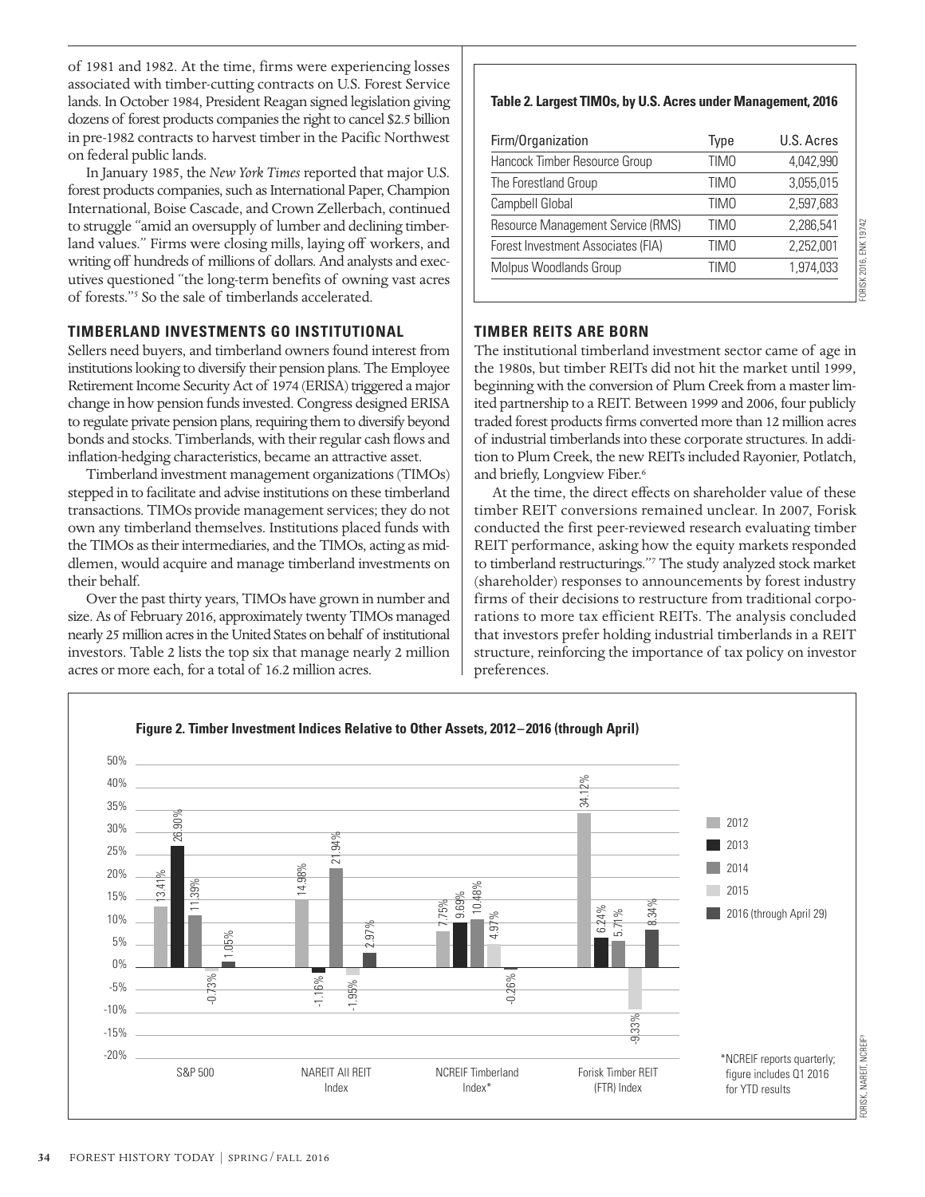of 1981 and 1982. At the time, firms were experiencing losses associated with timber-cutting contracts on U.S. Forest Service lands. In October 1984, President Reagan signed legislation giving dozens of forest products companies the right to cancel $2.5 billion in pre-1982 contracts to harvest timber in the Pacific Northwest on federal public lands.

In January 1985, the *New York Times* reported that major U.S. forest products companies, such as International Paper, Champion International, Boise Cascade, and Crown Zellerbach, continued to struggle "amid an oversupply of lumber and declining timberland values." Firms were closing mills, laying off workers, and writing off hundreds of millions of dollars. And analysts and executives questioned "the long-term benefits of owning vast acres of forests."[5] So the sale of timberlands accelerated.

## TIMBERLAND INVESTMENTS GO INSTITUTIONAL

Sellers need buyers, and timberland owners found interest from institutions looking to diversify their pension plans. The Employee Retirement Income Security Act of 1974 (ERISA) triggered a major change in how pension funds invested. Congress designed ERISA to regulate private pension plans, requiring them to diversify beyond bonds and stocks. Timberlands, with their regular cash flows and inflation-hedging characteristics, became an attractive asset.

Timberland investment management organizations (TIMOs) stepped in to facilitate and advise institutions on these timberland transactions. TIMOs provide management services; they do not own any timberland themselves. Institutions placed funds with the TIMOs as their intermediaries, and the TIMOs, acting as middlemen, would acquire and manage timberland investments on their behalf.

Over the past thirty years, TIMOs have grown in number and size. As of February 2016, approximately twenty TIMOs managed nearly 25 million acres in the United States on behalf of institutional investors. Table 2 lists the top six that manage nearly 2 million acres or more each, for a total of 16.2 million acres.

**Table 2. Largest TIMOs, by U.S. Acres under Management, 2016**

| Firm/Organization | Type | U.S. Acres |
|---|---|---|
| Hancock Timber Resource Group | TIMO | 4,042,990 |
| The Forestland Group | TIMO | 3,055,015 |
| Campbell Global | TIMO | 2,597,683 |
| Resource Management Service (RMS) | TIMO | 2,286,541 |
| Forest Investment Associates (FIA) | TIMO | 2,252,001 |
| Molpus Woodlands Group | TIMO | 1,974,033 |

FORISK 2016, ENK 19742

## TIMBER REITS ARE BORN

The institutional timberland investment sector came of age in the 1980s, but timber REITs did not hit the market until 1999, beginning with the conversion of Plum Creek from a master limited partnership to a REIT. Between 1999 and 2006, four publicly traded forest products firms converted more than 12 million acres of industrial timberlands into these corporate structures. In addition to Plum Creek, the new REITs included Rayonier, Potlatch, and briefly, Longview Fiber.[6]

At the time, the direct effects on shareholder value of these timber REIT conversions remained unclear. In 2007, Forisk conducted the first peer-reviewed research evaluating timber REIT performance, asking how the equity markets responded to timberland restructurings."[7] The study analyzed stock market (shareholder) responses to announcements by forest industry firms of their decisions to restructure from traditional corporations to more tax efficient REITs. The analysis concluded that investors prefer holding industrial timberlands in a REIT structure, reinforcing the importance of tax policy on investor preferences.

**Figure 2. Timber Investment Indices Relative to Other Assets, 2012–2016 (through April)**

| Index | 2012 | 2013 | 2014 | 2015 | 2016 (through April 29) |
|---|---|---|---|---|---|
| S&P 500 | 13.41% | 26.90% | 11.39% | -0.73% | 1.05% |
| NAREIT All REIT Index | 14.98% | -1.16% | 21.94% | -1.95% | 2.97% |
| NCREIF Timberland Index* | 7.75% | 9.69% | 10.48% | 4.97% | -0.26% |
| Forisk Timber REIT (FTR) Index | 34.12% | 6.24% | 5.71% | -9.33% | 8.34% |

*NCREIF reports quarterly; figure includes Q1 2016 for YTD results

FORISK, NAREIT, NCREIF[8]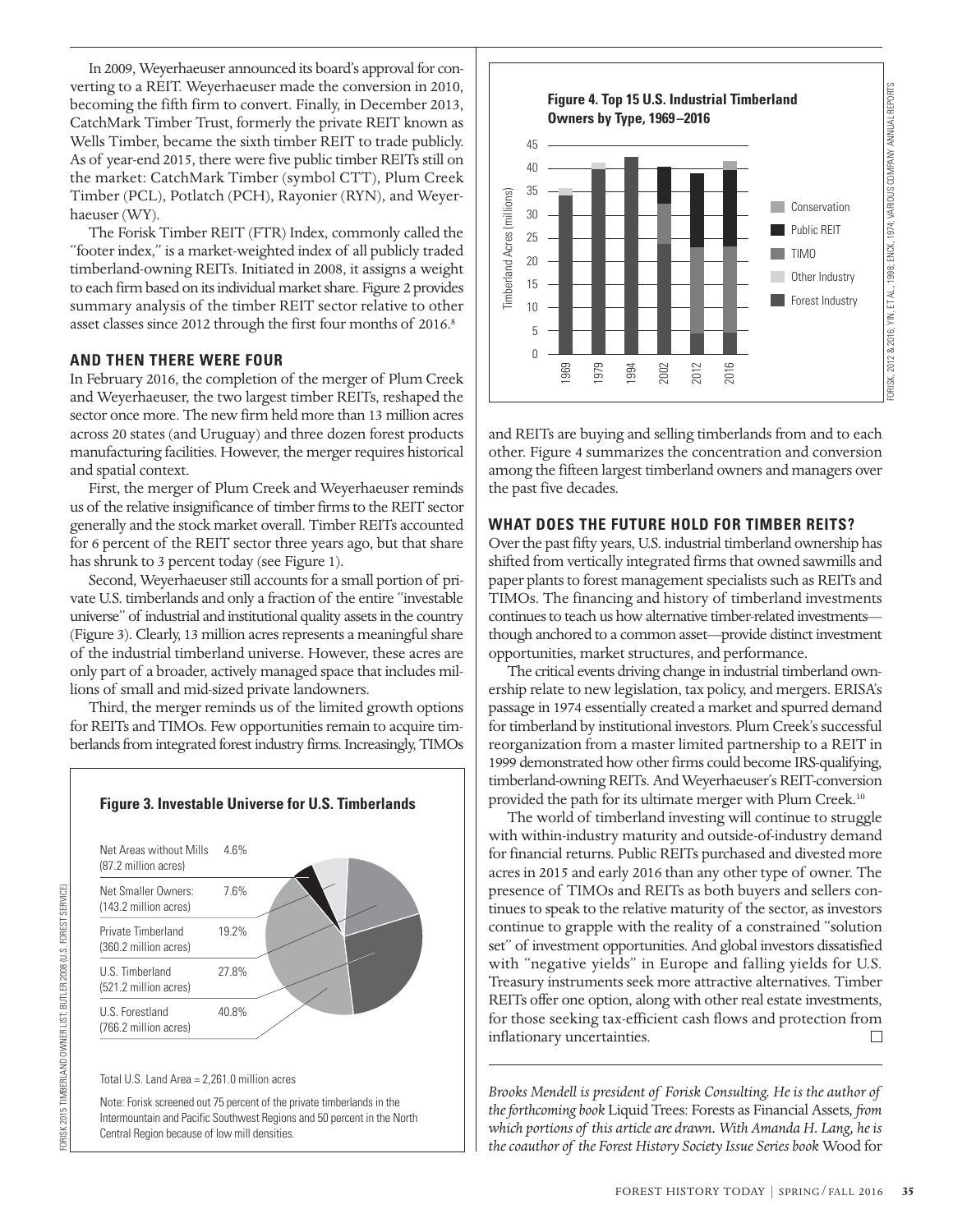In 2009, Weyerhaeuser announced its board's approval for converting to a REIT. Weyerhaeuser made the conversion in 2010, becoming the fifth firm to convert. Finally, in December 2013, CatchMark Timber Trust, formerly the private REIT known as Wells Timber, became the sixth timber REIT to trade publicly. As of year-end 2015, there were five public timber REITs still on the market: CatchMark Timber (symbol CTT), Plum Creek Timber (PCL), Potlatch (PCH), Rayonier (RYN), and Weyerhaeuser (WY).

The Forisk Timber REIT (FTR) Index, commonly called the "footer index," is a market-weighted index of all publicly traded timberland-owning REITs. Initiated in 2008, it assigns a weight to each firm based on its individual market share. Figure 2 provides summary analysis of the timber REIT sector relative to other asset classes since 2012 through the first four months of 2016.[8]

## AND THEN THERE WERE FOUR

In February 2016, the completion of the merger of Plum Creek and Weyerhaeuser, the two largest timber REITs, reshaped the sector once more. The new firm held more than 13 million acres across 20 states (and Uruguay) and three dozen forest products manufacturing facilities. However, the merger requires historical and spatial context.

First, the merger of Plum Creek and Weyerhaeuser reminds us of the relative insignificance of timber firms to the REIT sector generally and the stock market overall. Timber REITs accounted for 6 percent of the REIT sector three years ago, but that share has shrunk to 3 percent today (see Figure 1).

Second, Weyerhaeuser still accounts for a small portion of private U.S. timberlands and only a fraction of the entire "investable universe" of industrial and institutional quality assets in the country (Figure 3). Clearly, 13 million acres represents a meaningful share of the industrial timberland universe. However, these acres are only part of a broader, actively managed space that includes millions of small and mid-sized private landowners.

Third, the merger reminds us of the limited growth options for REITs and TIMOs. Few opportunities remain to acquire timberlands from integrated forest industry firms. Increasingly, TIMOs and REITs are buying and selling timberlands from and to each other. Figure 4 summarizes the concentration and conversion among the fifteen largest timberland owners and managers over the past five decades.

**Figure 3. Investable Universe for U.S. Timberlands**

| Category | Share |
|---|---|
| Net Areas without Mills (87.2 million acres) | 4.6% |
| Net Smaller Owners: (143.2 million acres) | 7.6% |
| Private Timberland (360.2 million acres) | 19.2% |
| U.S. Timberland (521.2 million acres) | 27.8% |
| U.S. Forestland (766.2 million acres) | 40.8% |

Total U.S. Land Area = 2,261.0 million acres

Note: Forisk screened out 75 percent of the private timberlands in the Intermountain and Pacific Southwest Regions and 50 percent in the North Central Region because of low mill densities.

FORISK 2015 TIMBERLAND OWNER LIST; BUTLER 2008 (U.S. FOREST SERVICE)

**Figure 4. Top 15 U.S. Industrial Timberland Owners by Type, 1969–2016**

Timberland Acres (millions) by year (1969, 1979, 1994, 2002, 2012, 2016); categories: Conservation, Public REIT, TIMO, Other Industry, Forest Industry

FORISK, 2012 & 2016; YIN, ET AL., 1998; ENCK, 1974; VARIOUS COMPANY ANNUAL REPORTS

## WHAT DOES THE FUTURE HOLD FOR TIMBER REITS?

Over the past fifty years, U.S. industrial timberland ownership has shifted from vertically integrated firms that owned sawmills and paper plants to forest management specialists such as REITs and TIMOs. The financing and history of timberland investments continues to teach us how alternative timber-related investments—though anchored to a common asset—provide distinct investment opportunities, market structures, and performance.

The critical events driving change in industrial timberland ownership relate to new legislation, tax policy, and mergers. ERISA's passage in 1974 essentially created a market and spurred demand for timberland by institutional investors. Plum Creek's successful reorganization from a master limited partnership to a REIT in 1999 demonstrated how other firms could become IRS-qualifying, timberland-owning REITs. And Weyerhaeuser's REIT-conversion provided the path for its ultimate merger with Plum Creek.[10]

The world of timberland investing will continue to struggle with within-industry maturity and outside-of-industry demand for financial returns. Public REITs purchased and divested more acres in 2015 and early 2016 than any other type of owner. The presence of TIMOs and REITs as both buyers and sellers continues to speak to the relative maturity of the sector, as investors continue to grapple with the reality of a constrained "solution set" of investment opportunities. And global investors dissatisfied with "negative yields" in Europe and falling yields for U.S. Treasury instruments seek more attractive alternatives. Timber REITs offer one option, along with other real estate investments, for those seeking tax-efficient cash flows and protection from inflationary uncertainties. □

---

*Brooks Mendell is president of Forisk Consulting. He is the author of the forthcoming book* Liquid Trees: Forests as Financial Assets, *from which portions of this article are drawn. With Amanda H. Lang, he is the coauthor of the Forest History Society Issue Series book* Wood for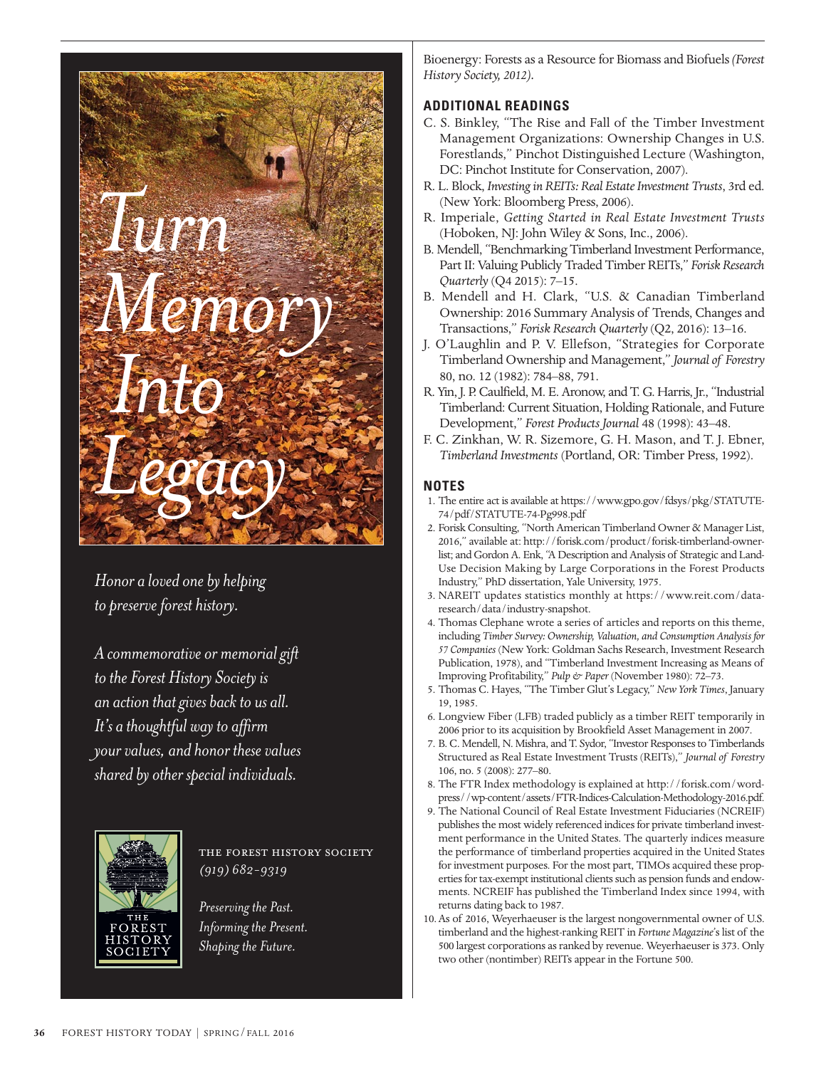Turn Memory Into Legacy

*Honor a loved one by helping to preserve forest history.*

*A commemorative or memorial gift to the Forest History Society is an action that gives back to us all. It's a thoughtful way to affirm your values, and honor these values shared by other special individuals.*

THE FOREST HISTORY SOCIETY
*(919) 682-9319*

*Preserving the Past.*
*Informing the Present.*
*Shaping the Future.*

Bioenergy: Forests as a Resource for Biomass and Biofuels *(Forest History Society, 2012)*.

## ADDITIONAL READINGS

C. S. Binkley, "The Rise and Fall of the Timber Investment Management Organizations: Ownership Changes in U.S. Forestlands," Pinchot Distinguished Lecture (Washington, DC: Pinchot Institute for Conservation, 2007).

R. L. Block, *Investing in REITs: Real Estate Investment Trusts*, 3rd ed. (New York: Bloomberg Press, 2006).

R. Imperiale, *Getting Started in Real Estate Investment Trusts* (Hoboken, NJ: John Wiley & Sons, Inc., 2006).

B. Mendell, "Benchmarking Timberland Investment Performance, Part II: Valuing Publicly Traded Timber REITs," *Forisk Research Quarterly* (Q4 2015): 7–15.

B. Mendell and H. Clark, "U.S. & Canadian Timberland Ownership: 2016 Summary Analysis of Trends, Changes and Transactions," *Forisk Research Quarterly* (Q2, 2016): 13–16.

J. O'Laughlin and P. V. Ellefson, "Strategies for Corporate Timberland Ownership and Management," *Journal of Forestry* 80, no. 12 (1982): 784–88, 791.

R. Yin, J. P. Caulfield, M. E. Aronow, and T. G. Harris, Jr., "Industrial Timberland: Current Situation, Holding Rationale, and Future Development," *Forest Products Journal* 48 (1998): 43–48.

F. C. Zinkhan, W. R. Sizemore, G. H. Mason, and T. J. Ebner, *Timberland Investments* (Portland, OR: Timber Press, 1992).

## NOTES

1. The entire act is available at https://www.gpo.gov/fdsys/pkg/STATUTE-74/pdf/STATUTE-74-Pg998.pdf
2. Forisk Consulting, "North American Timberland Owner & Manager List, 2016," available at: http://forisk.com/product/forisk-timberland-owner-list; and Gordon A. Enk, "A Description and Analysis of Strategic and Land-Use Decision Making by Large Corporations in the Forest Products Industry," PhD dissertation, Yale University, 1975.
3. NAREIT updates statistics monthly at https://www.reit.com/data-research/data/industry-snapshot.
4. Thomas Clephane wrote a series of articles and reports on this theme, including *Timber Survey: Ownership, Valuation, and Consumption Analysis for 57 Companies* (New York: Goldman Sachs Research, Investment Research Publication, 1978), and "Timberland Investment Increasing as Means of Improving Profitability," *Pulp & Paper* (November 1980): 72–73.
5. Thomas C. Hayes, "The Timber Glut's Legacy," *New York Times*, January 19, 1985.
6. Longview Fiber (LFB) traded publicly as a timber REIT temporarily in 2006 prior to its acquisition by Brookfield Asset Management in 2007.
7. B. C. Mendell, N. Mishra, and T. Sydor, "Investor Responses to Timberlands Structured as Real Estate Investment Trusts (REITs)," *Journal of Forestry* 106, no. 5 (2008): 277–80.
8. The FTR Index methodology is explained at http://forisk.com/wordpress//wp-content/assets/FTR-Indices-Calculation-Methodology-2016.pdf.
9. The National Council of Real Estate Investment Fiduciaries (NCREIF) publishes the most widely referenced indices for private timberland investment performance in the United States. The quarterly indices measure the performance of timberland properties acquired in the United States for investment purposes. For the most part, TIMOs acquired these properties for tax-exempt institutional clients such as pension funds and endowments. NCREIF has published the Timberland Index since 1994, with returns dating back to 1987.
10. As of 2016, Weyerhaeuser is the largest nongovernmental owner of U.S. timberland and the highest-ranking REIT in *Fortune Magazine's* list of the 500 largest corporations as ranked by revenue. Weyerhaeuser is 373. Only two other (nontimber) REITs appear in the Fortune 500.